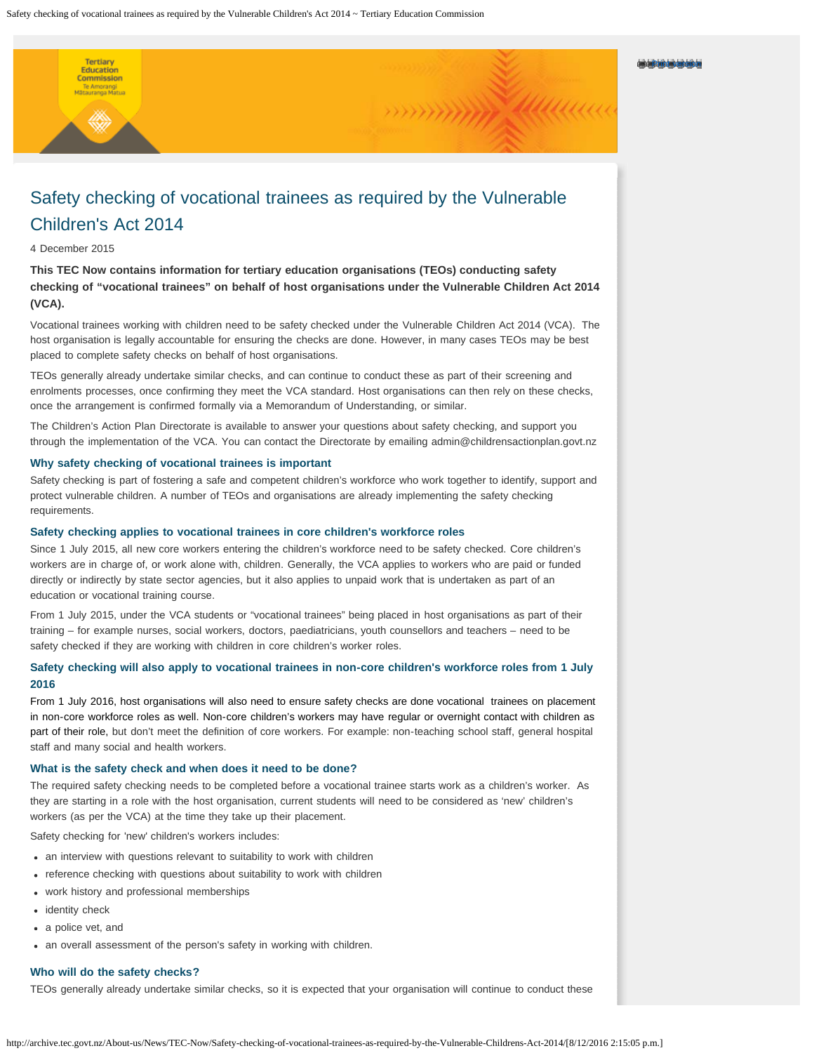# Safety checking of vocational trainees as required by the Vulnerable Children's Act 2014

4 December 2015

**This TEC Now contains information for tertiary education organisations (TEOs) conducting safety checking of "vocational trainees" on behalf of host organisations under the Vulnerable Children Act 2014 (VCA).**

Vocational trainees working with children need to be safety checked under the Vulnerable Children Act 2014 (VCA). The host organisation is legally accountable for ensuring the checks are done. However, in many cases TEOs may be best placed to complete safety checks on behalf of host organisations.

TEOs generally already undertake similar checks, and can continue to conduct these as part of their screening and enrolments processes, once confirming they meet the VCA standard. Host organisations can then rely on these checks, once the arrangement is confirmed formally via a Memorandum of Understanding, or similar.

The Children's Action Plan Directorate is available to answer your questions about safety checking, and support you through the implementation of the VCA. You can contact the Directorate by emailing admin@childrensactionplan.govt.nz

### Why safety checking of vocational trainees is important

Safety checking is part of fostering a safe and competent children's workforce who work together to identify, support and protect vulnerable children. A number of TEOs and organisations are already implementing the safety checking requirements.

### Safety checking applies to vocational trainees in core children's workforce roles

Since 1 July 2015, all new core workers entering the children's workforce need to be safety checked. Core children's workers are in charge of, or work alone with, children. Generally, the VCA applies to workers who are paid or funded directly or indirectly by state sector agencies, but it also applies to unpaid work that is undertaken as part of an education or vocational training course.

From 1 July 2015, under the VCA students or "vocational trainees" being placed in host organisations as part of their training – for example nurses, social workers, doctors, paediatricians, youth counsellors and teachers – need to be safety checked if they are working with children in core children's worker roles.

### Safety checking will also apply to vocational trainees in non-core children's workforce roles from 1 July 2016

From 1 July 2016, host organisations will also need to ensure safety checks are done vocational trainees on placement in non-core workforce roles as well. Non-core children's workers may have regular or overnight contact with children as part of their role, but don't meet the definition of core workers. For example: non-teaching school staff, general hospital staff and many social and health workers.

### What is the safety check and when does it need to be done?

The required safety checking needs to be completed before a vocational trainee starts work as a children's worker. As they are starting in a role with the host organisation, current students will need to be considered as 'new' children's workers (as per the VCA) at the time they take up their placement.

Safety checking for 'new' children's workers includes:

- an interview with questions relevant to suitability to work with children
- reference checking with questions about suitability to work with children
- work history and professional memberships
- identity check
- a police vet, and
- an overall assessment of the person's safety in working with children.

### Who will do the safety checks?

TEOs generally already undertake similar checks, so it is expected that your organisation will continue to conduct these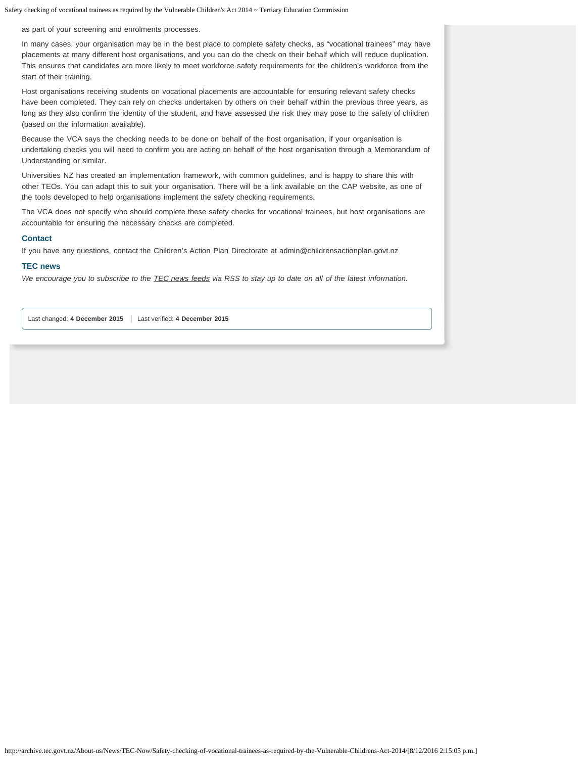as part of your screening and enrolments processes.

In many cases, your organisation may be in the best place to complete safety checks, as "vocational trainees" may have placements at many different host organisations, and you can do the check on their behalf which will reduce duplication. This ensures that candidates are more likely to meet workforce safety requirements for the children's workforce from the start of their training.

Host organisations receiving students on vocational placements are accountable for ensuring relevant safety checks have been completed. They can rely on checks undertaken by others on their behalf within the previous three years, as long as they also confirm the identity of the student, and have assessed the risk they may pose to the safety of children (based on the information available).

Because the VCA says the checking needs to be done on behalf of the host organisation, if your organisation is undertaking checks you will need to confirm you are acting on behalf of the host organisation through a Memorandum of Understanding or similar.

Universities NZ has created an implementation framework, with common guidelines, and is happy to share this with other TEOs. You can adapt this to suit your organisation. There will be a link available on the CAP website, as one of the tools developed to help organisations implement the safety checking requirements.

The VCA does not specify who should complete these safety checks for vocational trainees, but host organisations are accountable for ensuring the necessary checks are completed.

### Contact

If you have any questions, contact the Children's Action Plan Directorate at admin@childrensactionplan.govt.nz

### TEC news

*We encourage you to subscribe to the TEC news feeds via RSS to stay up to date on all of the latest information.*

Last changed: **4 December 2015** | Last verified: **4 December 2015**